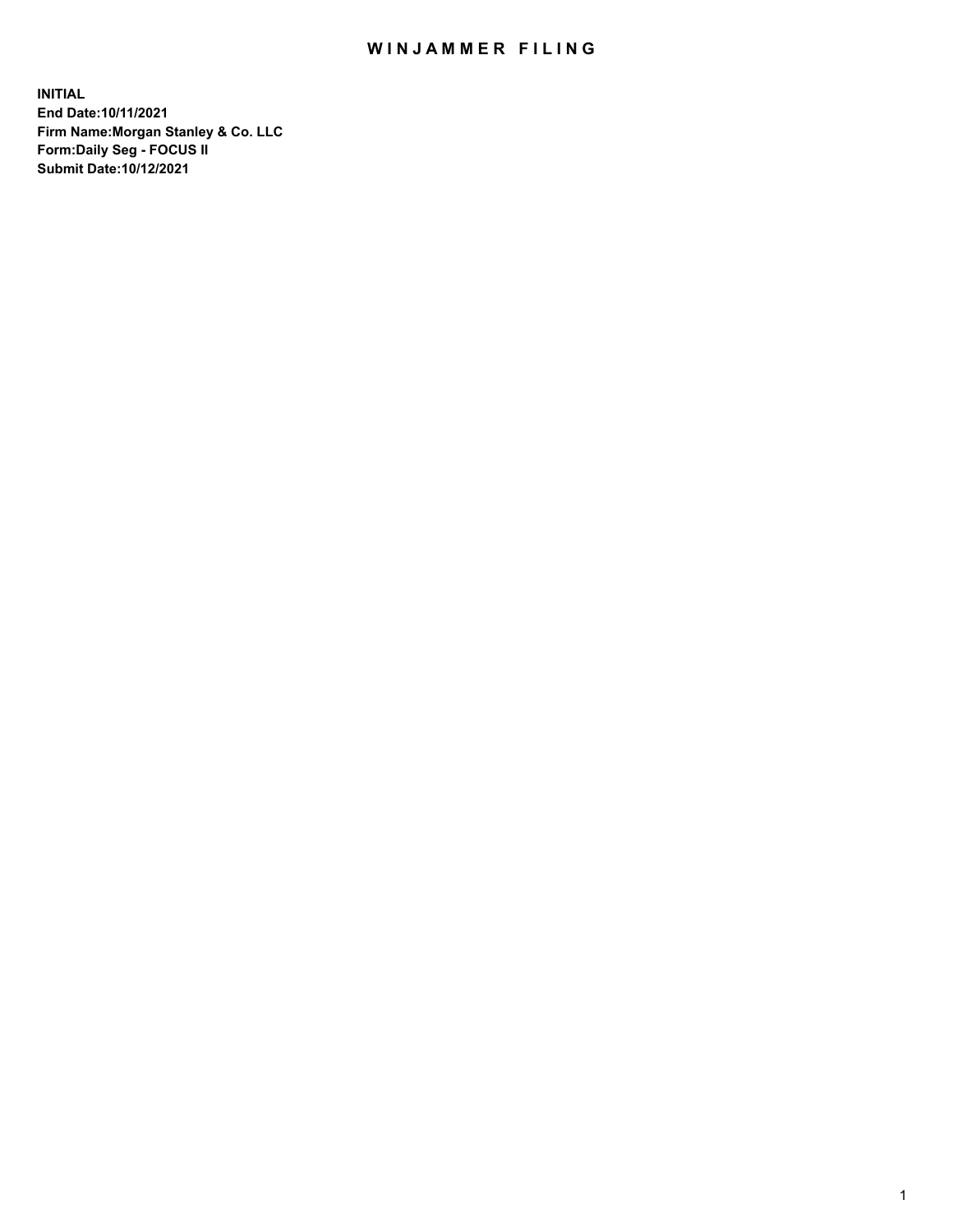# WINJAMMER FILING

**INITIAL**
**End Date:10/11/2021**
**Firm Name:Morgan Stanley & Co. LLC**
**Form:Daily Seg - FOCUS II**
**Submit Date:10/12/2021**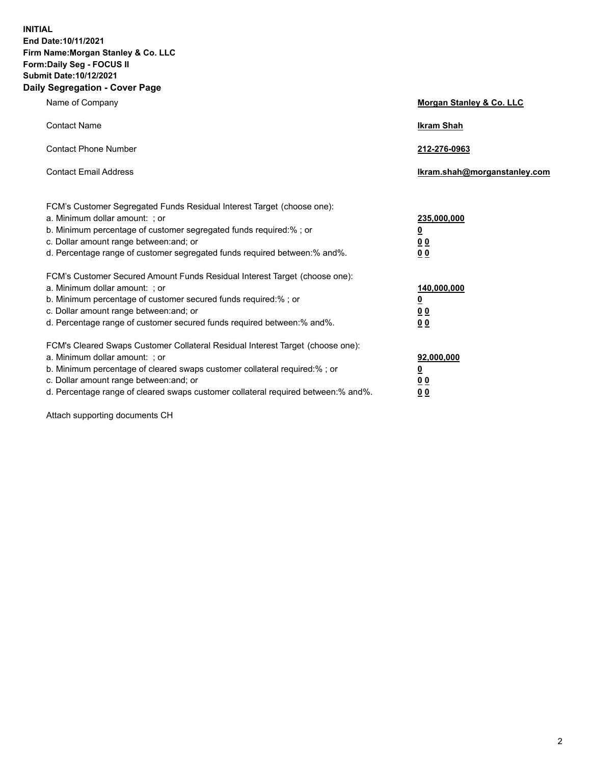**INITIAL**
**End Date:10/11/2021**
**Firm Name:Morgan Stanley & Co. LLC**
**Form:Daily Seg - FOCUS II**
**Submit Date:10/12/2021**

## Daily Segregation - Cover Page

| | |
|---|---|
| Name of Company | **Morgan Stanley & Co. LLC** |
| Contact Name | **Ikram Shah** |
| Contact Phone Number | **212-276-0963** |
| Contact Email Address | **Ikram.shah@morganstanley.com** |

| | |
|---|---|
| FCM's Customer Segregated Funds Residual Interest Target (choose one): | |
| a. Minimum dollar amount: ; or | **235,000,000** |
| b. Minimum percentage of customer segregated funds required:% ; or | **0** |
| c. Dollar amount range between:and; or | **0 0** |
| d. Percentage range of customer segregated funds required between:% and%. | **0 0** |
| FCM's Customer Secured Amount Funds Residual Interest Target (choose one): | |
| a. Minimum dollar amount: ; or | **140,000,000** |
| b. Minimum percentage of customer secured funds required:% ; or | **0** |
| c. Dollar amount range between:and; or | **0 0** |
| d. Percentage range of customer secured funds required between:% and%. | **0 0** |
| FCM's Cleared Swaps Customer Collateral Residual Interest Target (choose one): | |
| a. Minimum dollar amount: ; or | **92,000,000** |
| b. Minimum percentage of cleared swaps customer collateral required:% ; or | **0** |
| c. Dollar amount range between:and; or | **0 0** |
| d. Percentage range of cleared swaps customer collateral required between:% and%. | **0 0** |

Attach supporting documents CH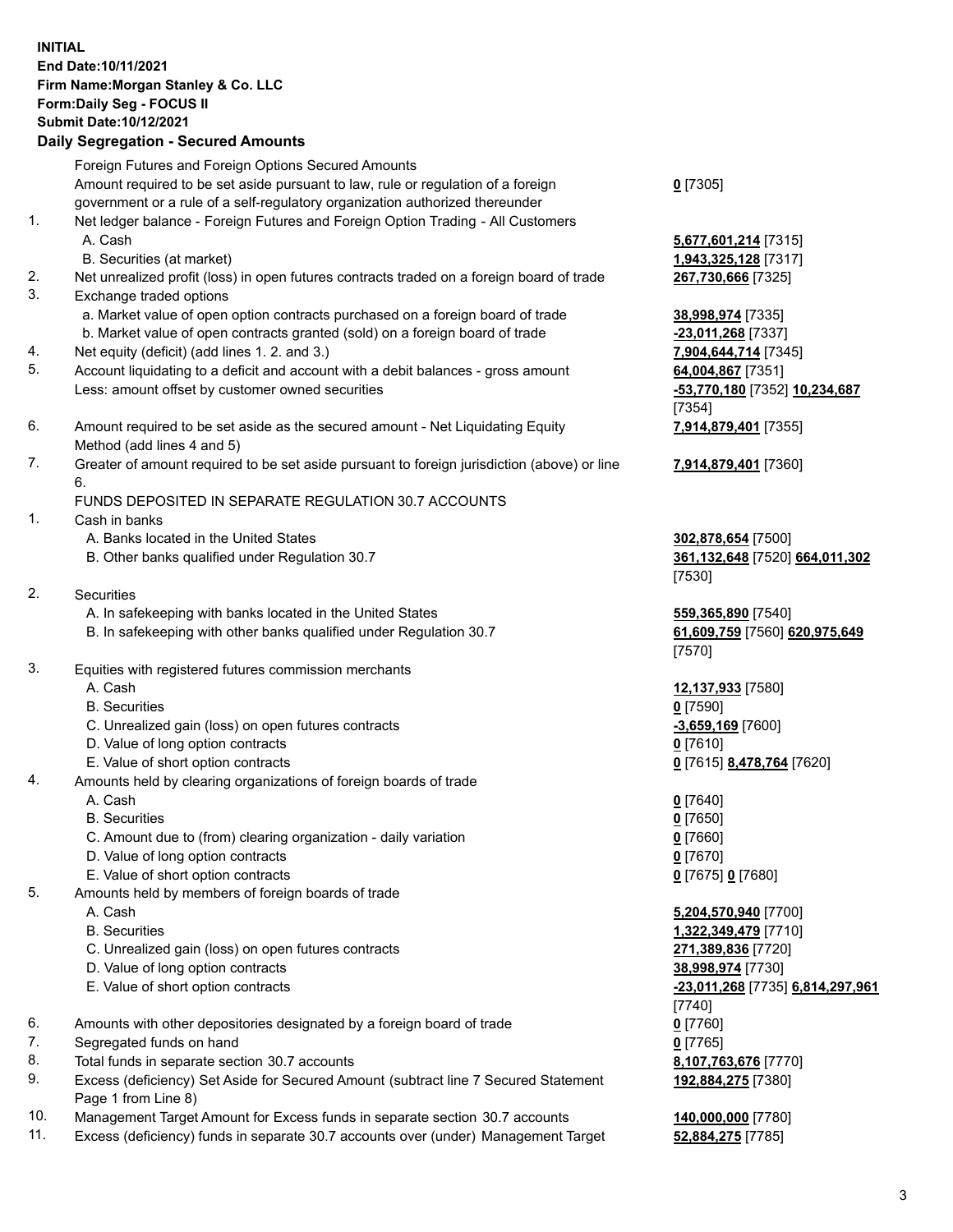**INITIAL**
**End Date:10/11/2021**
**Firm Name:Morgan Stanley & Co. LLC**
**Form:Daily Seg - FOCUS II**
**Submit Date:10/12/2021**

## Daily Segregation - Secured Amounts

| | | |
|---|---|---|
| | Foreign Futures and Foreign Options Secured Amounts | |
| | Amount required to be set aside pursuant to law, rule or regulation of a foreign government or a rule of a self-regulatory organization authorized thereunder | **0** [7305] |
| 1. | Net ledger balance - Foreign Futures and Foreign Option Trading - All Customers | |
| | A. Cash | **5,677,601,214** [7315] |
| | B. Securities (at market) | **1,943,325,128** [7317] |
| 2. | Net unrealized profit (loss) in open futures contracts traded on a foreign board of trade | **267,730,666** [7325] |
| 3. | Exchange traded options | |
| | a. Market value of open option contracts purchased on a foreign board of trade | **38,998,974** [7335] |
| | b. Market value of open contracts granted (sold) on a foreign board of trade | **-23,011,268** [7337] |
| 4. | Net equity (deficit) (add lines 1. 2. and 3.) | **7,904,644,714** [7345] |
| 5. | Account liquidating to a deficit and account with a debit balances - gross amount | **64,004,867** [7351] |
| | Less: amount offset by customer owned securities | **-53,770,180** [7352] **10,234,687** [7354] |
| 6. | Amount required to be set aside as the secured amount - Net Liquidating Equity Method (add lines 4 and 5) | **7,914,879,401** [7355] |
| 7. | Greater of amount required to be set aside pursuant to foreign jurisdiction (above) or line 6. | **7,914,879,401** [7360] |
| | FUNDS DEPOSITED IN SEPARATE REGULATION 30.7 ACCOUNTS | |
| 1. | Cash in banks | |
| | A. Banks located in the United States | **302,878,654** [7500] |
| | B. Other banks qualified under Regulation 30.7 | **361,132,648** [7520] **664,011,302** [7530] |
| 2. | Securities | |
| | A. In safekeeping with banks located in the United States | **559,365,890** [7540] |
| | B. In safekeeping with other banks qualified under Regulation 30.7 | **61,609,759** [7560] **620,975,649** [7570] |
| 3. | Equities with registered futures commission merchants | |
| | A. Cash | **12,137,933** [7580] |
| | B. Securities | **0** [7590] |
| | C. Unrealized gain (loss) on open futures contracts | **-3,659,169** [7600] |
| | D. Value of long option contracts | **0** [7610] |
| | E. Value of short option contracts | **0** [7615] **8,478,764** [7620] |
| 4. | Amounts held by clearing organizations of foreign boards of trade | |
| | A. Cash | **0** [7640] |
| | B. Securities | **0** [7650] |
| | C. Amount due to (from) clearing organization - daily variation | **0** [7660] |
| | D. Value of long option contracts | **0** [7670] |
| | E. Value of short option contracts | **0** [7675] **0** [7680] |
| 5. | Amounts held by members of foreign boards of trade | |
| | A. Cash | **5,204,570,940** [7700] |
| | B. Securities | **1,322,349,479** [7710] |
| | C. Unrealized gain (loss) on open futures contracts | **271,389,836** [7720] |
| | D. Value of long option contracts | **38,998,974** [7730] |
| | E. Value of short option contracts | **-23,011,268** [7735] **6,814,297,961** [7740] |
| 6. | Amounts with other depositories designated by a foreign board of trade | **0** [7760] |
| 7. | Segregated funds on hand | **0** [7765] |
| 8. | Total funds in separate section 30.7 accounts | **8,107,763,676** [7770] |
| 9. | Excess (deficiency) Set Aside for Secured Amount (subtract line 7 Secured Statement Page 1 from Line 8) | **192,884,275** [7380] |
| 10. | Management Target Amount for Excess funds in separate section 30.7 accounts | **140,000,000** [7780] |
| 11. | Excess (deficiency) funds in separate 30.7 accounts over (under) Management Target | **52,884,275** [7785] |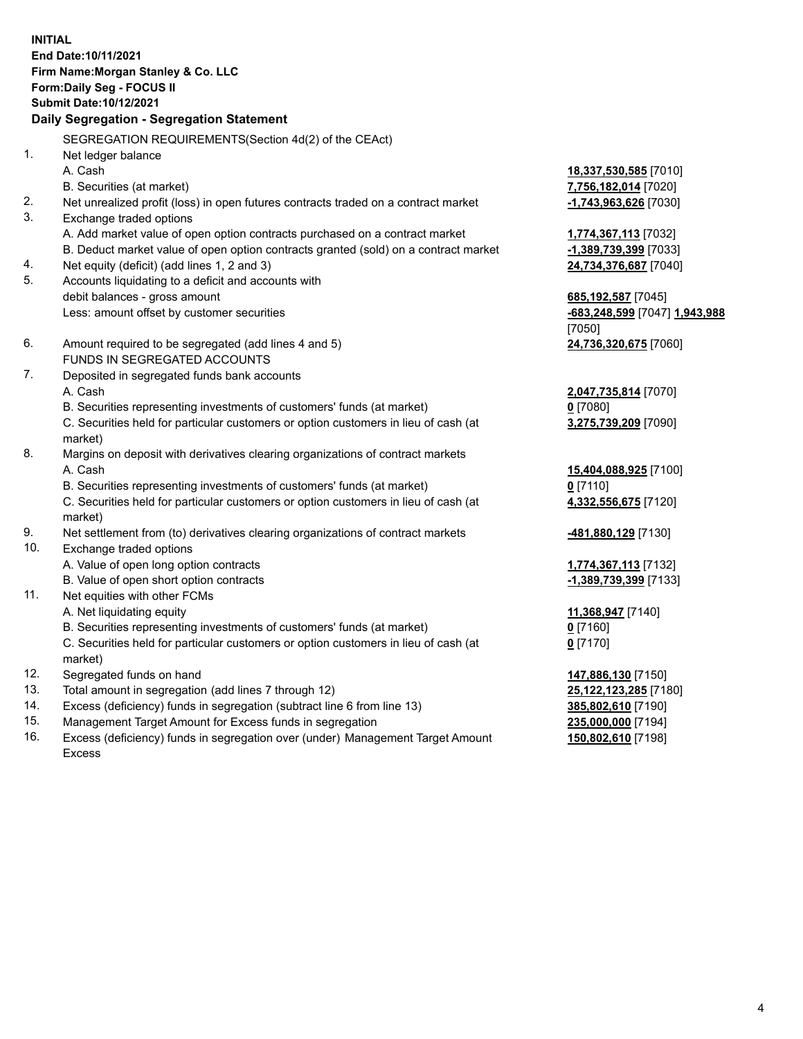**INITIAL**
**End Date:10/11/2021**
**Firm Name:Morgan Stanley & Co. LLC**
**Form:Daily Seg - FOCUS II**
**Submit Date:10/12/2021**

**Daily Segregation - Segregation Statement**

SEGREGATION REQUIREMENTS(Section 4d(2) of the CEAct)

| | | |
|---|---|---|
| 1. | Net ledger balance | |
| | A. Cash | **18,337,530,585** [7010] |
| | B. Securities (at market) | **7,756,182,014** [7020] |
| 2. | Net unrealized profit (loss) in open futures contracts traded on a contract market | **-1,743,963,626** [7030] |
| 3. | Exchange traded options | |
| | A. Add market value of open option contracts purchased on a contract market | **1,774,367,113** [7032] |
| | B. Deduct market value of open option contracts granted (sold) on a contract market | **-1,389,739,399** [7033] |
| 4. | Net equity (deficit) (add lines 1, 2 and 3) | **24,734,376,687** [7040] |
| 5. | Accounts liquidating to a deficit and accounts with debit balances - gross amount | **685,192,587** [7045] |
| | Less: amount offset by customer securities | **-683,248,599** [7047] **1,943,988** [7050] |
| 6. | Amount required to be segregated (add lines 4 and 5) | **24,736,320,675** [7060] |
| | FUNDS IN SEGREGATED ACCOUNTS | |
| 7. | Deposited in segregated funds bank accounts | |
| | A. Cash | **2,047,735,814** [7070] |
| | B. Securities representing investments of customers' funds (at market) | **0** [7080] |
| | C. Securities held for particular customers or option customers in lieu of cash (at market) | **3,275,739,209** [7090] |
| 8. | Margins on deposit with derivatives clearing organizations of contract markets | |
| | A. Cash | **15,404,088,925** [7100] |
| | B. Securities representing investments of customers' funds (at market) | **0** [7110] |
| | C. Securities held for particular customers or option customers in lieu of cash (at market) | **4,332,556,675** [7120] |
| 9. | Net settlement from (to) derivatives clearing organizations of contract markets | **-481,880,129** [7130] |
| 10. | Exchange traded options | |
| | A. Value of open long option contracts | **1,774,367,113** [7132] |
| | B. Value of open short option contracts | **-1,389,739,399** [7133] |
| 11. | Net equities with other FCMs | |
| | A. Net liquidating equity | **11,368,947** [7140] |
| | B. Securities representing investments of customers' funds (at market) | **0** [7160] |
| | C. Securities held for particular customers or option customers in lieu of cash (at market) | **0** [7170] |
| 12. | Segregated funds on hand | **147,886,130** [7150] |
| 13. | Total amount in segregation (add lines 7 through 12) | **25,122,123,285** [7180] |
| 14. | Excess (deficiency) funds in segregation (subtract line 6 from line 13) | **385,802,610** [7190] |
| 15. | Management Target Amount for Excess funds in segregation | **235,000,000** [7194] |
| 16. | Excess (deficiency) funds in segregation over (under) Management Target Amount Excess | **150,802,610** [7198] |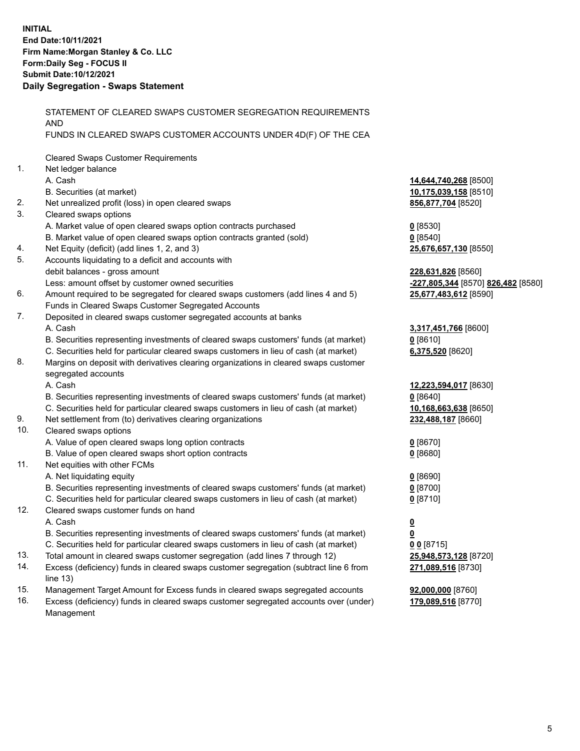**INITIAL**
**End Date:10/11/2021**
**Firm Name:Morgan Stanley & Co. LLC**
**Form:Daily Seg - FOCUS II**
**Submit Date:10/12/2021**
**Daily Segregation - Swaps Statement**

STATEMENT OF CLEARED SWAPS CUSTOMER SEGREGATION REQUIREMENTS AND FUNDS IN CLEARED SWAPS CUSTOMER ACCOUNTS UNDER 4D(F) OF THE CEA

| | | |
|---|---|---|
| | Cleared Swaps Customer Requirements | |
| 1. | Net ledger balance | |
| | A. Cash | **14,644,740,268** [8500] |
| | B. Securities (at market) | **10,175,039,158** [8510] |
| 2. | Net unrealized profit (loss) in open cleared swaps | **856,877,704** [8520] |
| 3. | Cleared swaps options | |
| | A. Market value of open cleared swaps option contracts purchased | **0** [8530] |
| | B. Market value of open cleared swaps option contracts granted (sold) | **0** [8540] |
| 4. | Net Equity (deficit) (add lines 1, 2, and 3) | **25,676,657,130** [8550] |
| 5. | Accounts liquidating to a deficit and accounts with debit balances - gross amount | **228,631,826** [8560] |
| | Less: amount offset by customer owned securities | **-227,805,344** [8570] **826,482** [8580] |
| 6. | Amount required to be segregated for cleared swaps customers (add lines 4 and 5) | **25,677,483,612** [8590] |
| | Funds in Cleared Swaps Customer Segregated Accounts | |
| 7. | Deposited in cleared swaps customer segregated accounts at banks | |
| | A. Cash | **3,317,451,766** [8600] |
| | B. Securities representing investments of cleared swaps customers' funds (at market) | **0** [8610] |
| | C. Securities held for particular cleared swaps customers in lieu of cash (at market) | **6,375,520** [8620] |
| 8. | Margins on deposit with derivatives clearing organizations in cleared swaps customer segregated accounts | |
| | A. Cash | **12,223,594,017** [8630] |
| | B. Securities representing investments of cleared swaps customers' funds (at market) | **0** [8640] |
| | C. Securities held for particular cleared swaps customers in lieu of cash (at market) | **10,168,663,638** [8650] |
| 9. | Net settlement from (to) derivatives clearing organizations | **232,488,187** [8660] |
| 10. | Cleared swaps options | |
| | A. Value of open cleared swaps long option contracts | **0** [8670] |
| | B. Value of open cleared swaps short option contracts | **0** [8680] |
| 11. | Net equities with other FCMs | |
| | A. Net liquidating equity | **0** [8690] |
| | B. Securities representing investments of cleared swaps customers' funds (at market) | **0** [8700] |
| | C. Securities held for particular cleared swaps customers in lieu of cash (at market) | **0** [8710] |
| 12. | Cleared swaps customer funds on hand | |
| | A. Cash | **0** |
| | B. Securities representing investments of cleared swaps customers' funds (at market) | **0** |
| | C. Securities held for particular cleared swaps customers in lieu of cash (at market) | **0** **0** [8715] |
| 13. | Total amount in cleared swaps customer segregation (add lines 7 through 12) | **25,948,573,128** [8720] |
| 14. | Excess (deficiency) funds in cleared swaps customer segregation (subtract line 6 from line 13) | **271,089,516** [8730] |
| 15. | Management Target Amount for Excess funds in cleared swaps segregated accounts | **92,000,000** [8760] |
| 16. | Excess (deficiency) funds in cleared swaps customer segregated accounts over (under) Management | **179,089,516** [8770] |